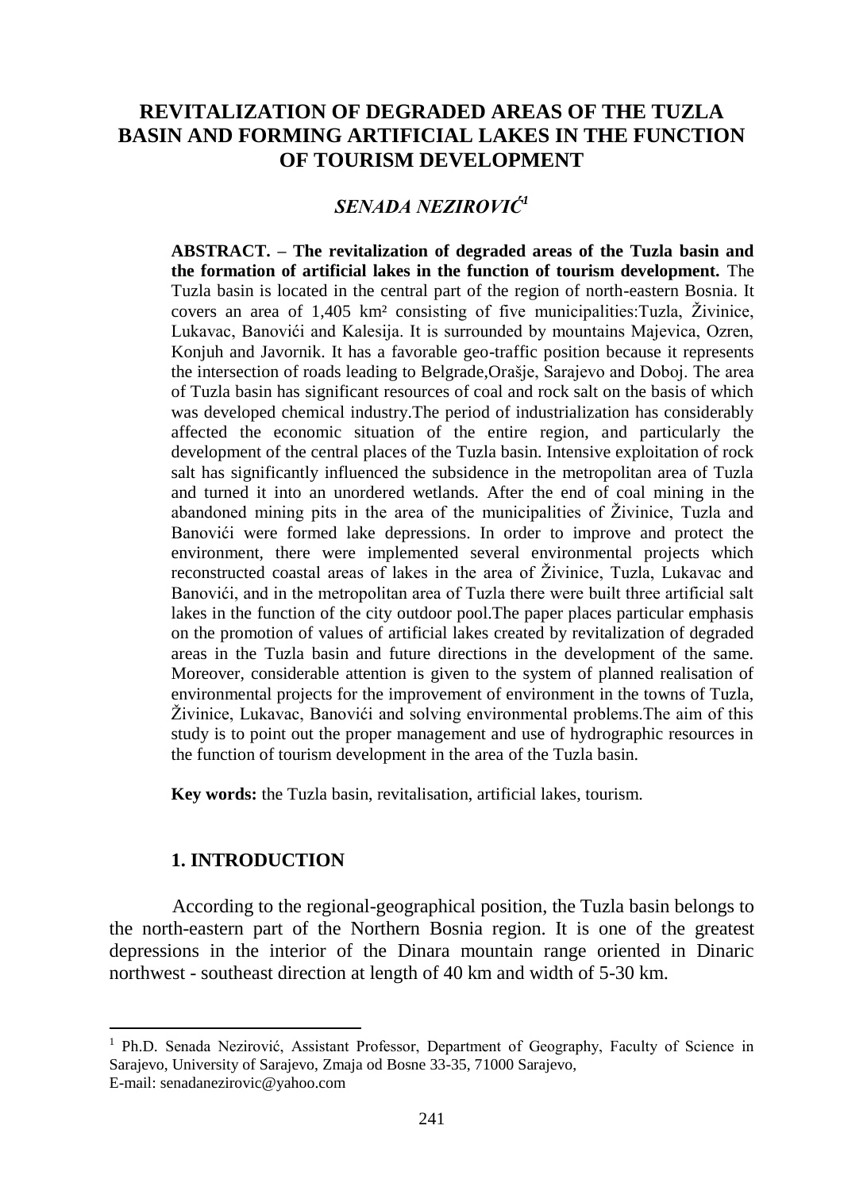# REVITALIZATION OF DEGRADED AREAS OF THE TUZLA BASIN AND FORMING ARTIFICIAL LAKES IN THE FUNCTION OF TOURISM DEVELOPMENT

***SENADA NEZIROVIĆ*[1]**

**ABSTRACT. – The revitalization of degraded areas of the Tuzla basin and the formation of artificial lakes in the function of tourism development.** The Tuzla basin is located in the central part of the region of north-eastern Bosnia. It covers an area of 1,405 km² consisting of five municipalities:Tuzla, Živinice, Lukavac, Banovići and Kalesija. It is surrounded by mountains Majevica, Ozren, Konjuh and Javornik. It has a favorable geo-traffic position because it represents the intersection of roads leading to Belgrade,Orašje, Sarajevo and Doboj. The area of Tuzla basin has significant resources of coal and rock salt on the basis of which was developed chemical industry.The period of industrialization has considerably affected the economic situation of the entire region, and particularly the development of the central places of the Tuzla basin. Intensive exploitation of rock salt has significantly influenced the subsidence in the metropolitan area of Tuzla and turned it into an unordered wetlands. After the end of coal mining in the abandoned mining pits in the area of the municipalities of Živinice, Tuzla and Banovići were formed lake depressions. In order to improve and protect the environment, there were implemented several environmental projects which reconstructed coastal areas of lakes in the area of Živinice, Tuzla, Lukavac and Banovići, and in the metropolitan area of Tuzla there were built three artificial salt lakes in the function of the city outdoor pool.The paper places particular emphasis on the promotion of values of artificial lakes created by revitalization of degraded areas in the Tuzla basin and future directions in the development of the same. Moreover, considerable attention is given to the system of planned realisation of environmental projects for the improvement of environment in the towns of Tuzla, Živinice, Lukavac, Banovići and solving environmental problems.The aim of this study is to point out the proper management and use of hydrographic resources in the function of tourism development in the area of the Tuzla basin.

**Key words:** the Tuzla basin, revitalisation, artificial lakes, tourism.

## 1. INTRODUCTION

According to the regional-geographical position, the Tuzla basin belongs to the north-eastern part of the Northern Bosnia region. It is one of the greatest depressions in the interior of the Dinara mountain range oriented in Dinaric northwest - southeast direction at length of 40 km and width of 5-30 km.

[1] Ph.D. Senada Nezirović, Assistant Professor, Department of Geography, Faculty of Science in Sarajevo, University of Sarajevo, Zmaja od Bosne 33-35, 71000 Sarajevo,
E-mail: senadanezirovic@yahoo.com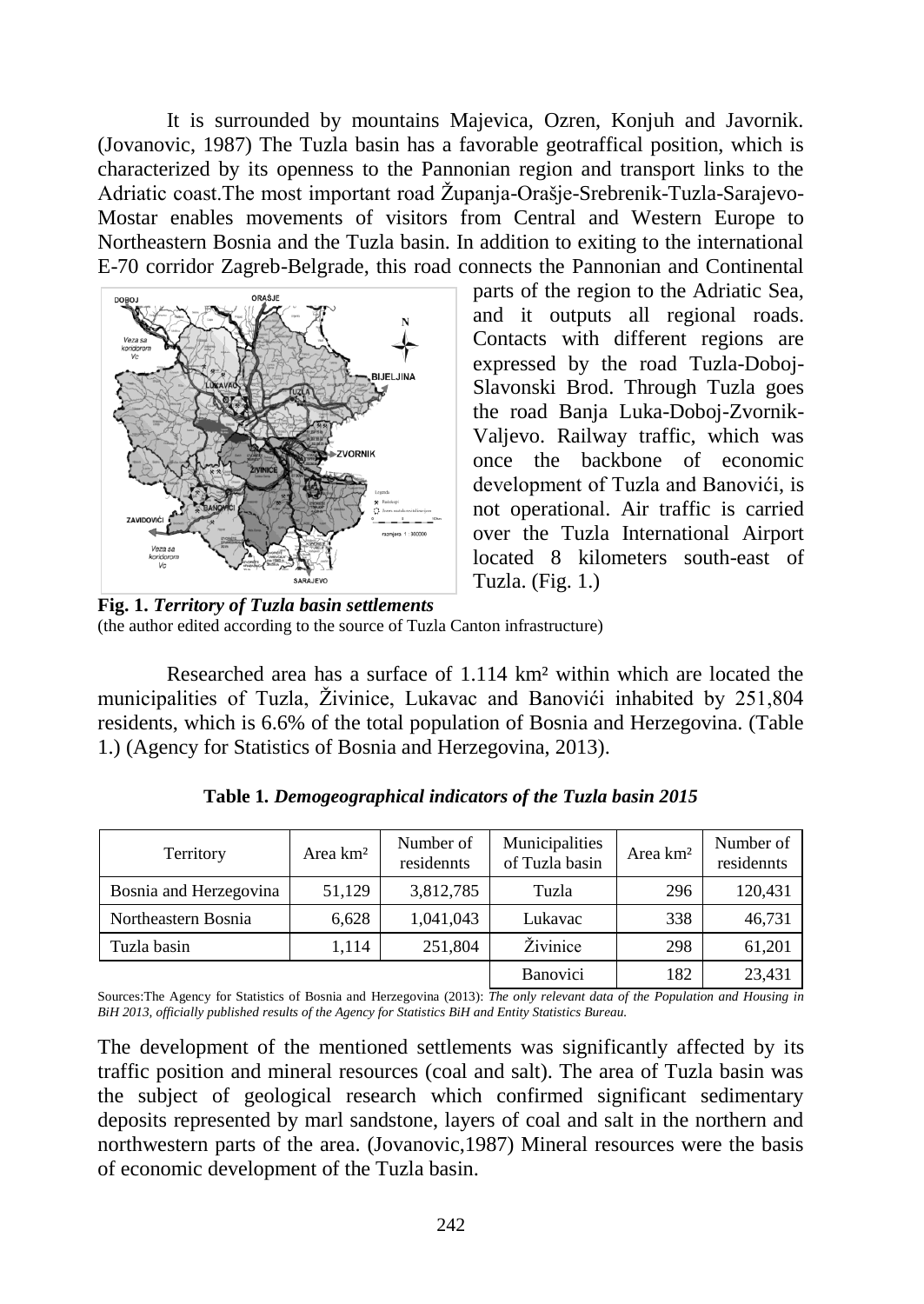It is surrounded by mountains Majevica, Ozren, Konjuh and Javornik. (Jovanovic, 1987) The Tuzla basin has a favorable geotraffical position, which is characterized by its openness to the Pannonian region and transport links to the Adriatic coast.The most important road Županja-Orašje-Srebrenik-Tuzla-Sarajevo-Mostar enables movements of visitors from Central and Western Europe to Northeastern Bosnia and the Tuzla basin. In addition to exiting to the international E-70 corridor Zagreb-Belgrade, this road connects the Pannonian and Continental parts of the region to the Adriatic Sea, and it outputs all regional roads. Contacts with different regions are expressed by the road Tuzla-Doboj-Slavonski Brod. Through Tuzla goes the road Banja Luka-Doboj-Zvornik-Valjevo. Railway traffic, which was once the backbone of economic development of Tuzla and Banovići, is not operational. Air traffic is carried over the Tuzla International Airport located 8 kilometers south-east of Tuzla. (Fig. 1.)

**Fig. 1.** ***Territory of Tuzla basin settlements***
(the author edited according to the source of Tuzla Canton infrastructure)

Researched area has a surface of 1.114 km² within which are located the municipalities of Tuzla, Živinice, Lukavac and Banovići inhabited by 251,804 residents, which is 6.6% of the total population of Bosnia and Herzegovina. (Table 1.) (Agency for Statistics of Bosnia and Herzegovina, 2013).

**Table 1.** ***Demogeographical indicators of the Tuzla basin 2015***

| Territory | Area km² | Number of residennts | Municipalities of Tuzla basin | Area km² | Number of residennts |
|---|---|---|---|---|---|
| Bosnia and Herzegovina | 51,129 | 3,812,785 | Tuzla | 296 | 120,431 |
| Northeastern Bosnia | 6,628 | 1,041,043 | Lukavac | 338 | 46,731 |
| Tuzla basin | 1,114 | 251,804 | Živinice | 298 | 61,201 |
| | | | Banovici | 182 | 23,431 |

Sources:The Agency for Statistics of Bosnia and Herzegovina (2013): *The only relevant data of the Population and Housing in BiH 2013, officially published results of the Agency for Statistics BiH and Entity Statistics Bureau.*

The development of the mentioned settlements was significantly affected by its traffic position and mineral resources (coal and salt). The area of Tuzla basin was the subject of geological research which confirmed significant sedimentary deposits represented by marl sandstone, layers of coal and salt in the northern and northwestern parts of the area. (Jovanovic,1987) Mineral resources were the basis of economic development of the Tuzla basin.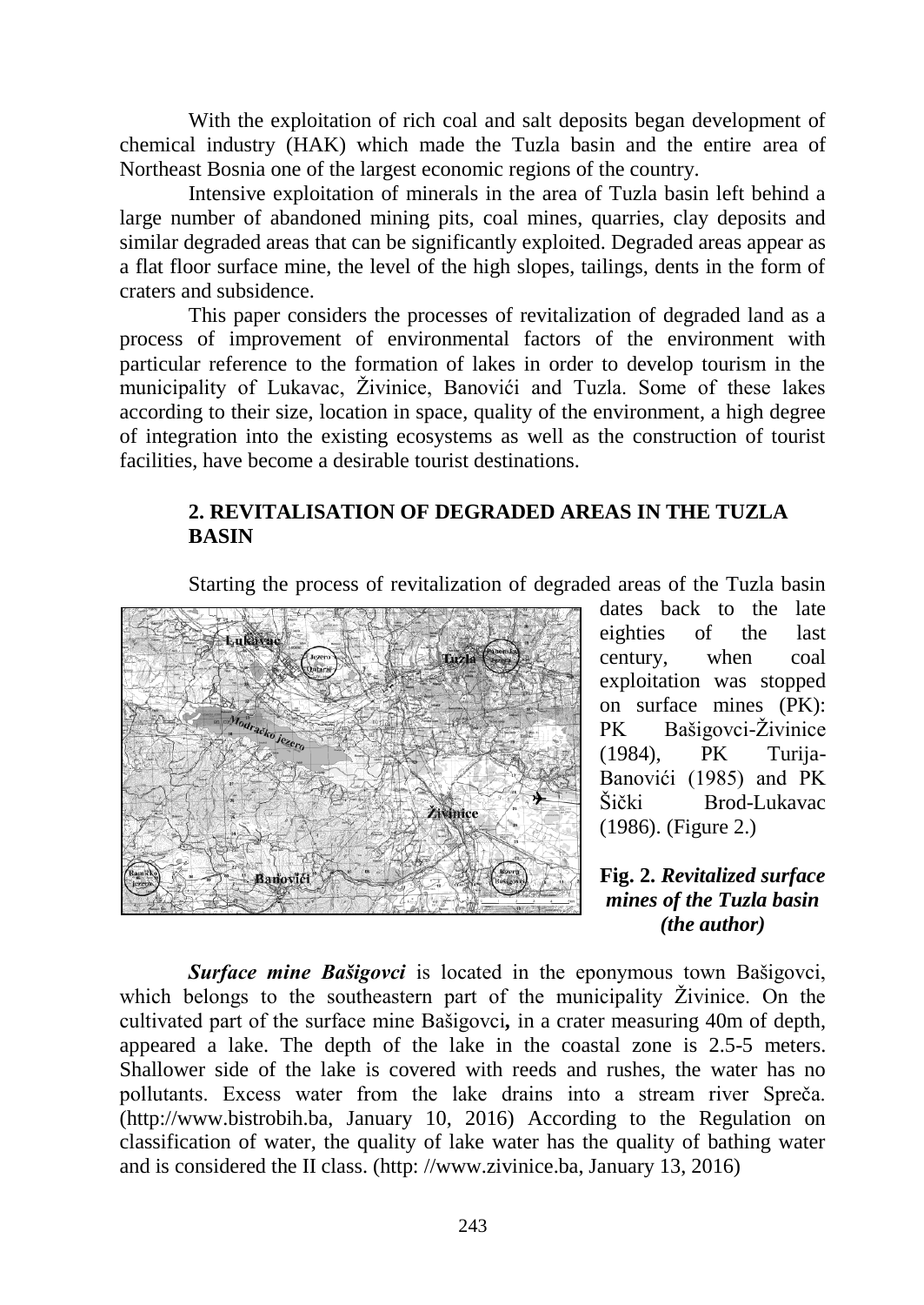With the exploitation of rich coal and salt deposits began development of chemical industry (HAK) which made the Tuzla basin and the entire area of Northeast Bosnia one of the largest economic regions of the country.

Intensive exploitation of minerals in the area of Tuzla basin left behind a large number of abandoned mining pits, coal mines, quarries, clay deposits and similar degraded areas that can be significantly exploited. Degraded areas appear as a flat floor surface mine, the level of the high slopes, tailings, dents in the form of craters and subsidence.

This paper considers the processes of revitalization of degraded land as a process of improvement of environmental factors of the environment with particular reference to the formation of lakes in order to develop tourism in the municipality of Lukavac, Živinice, Banovići and Tuzla. Some of these lakes according to their size, location in space, quality of the environment, a high degree of integration into the existing ecosystems as well as the construction of tourist facilities, have become a desirable tourist destinations.

## 2. REVITALISATION OF DEGRADED AREAS IN THE TUZLA BASIN

Starting the process of revitalization of degraded areas of the Tuzla basin dates back to the late eighties of the last century, when coal exploitation was stopped on surface mines (PK): PK Bašigovci-Živinice (1984), PK Turija-Banovići (1985) and PK Šički Brod-Lukavac (1986). (Figure 2.)

**Fig. 2.** ***Revitalized surface mines of the Tuzla basin (the author)***

***Surface mine Bašigovci*** is located in the eponymous town Bašigovci, which belongs to the southeastern part of the municipality Živinice. On the cultivated part of the surface mine Bašigovci**,** in a crater measuring 40m of depth, appeared a lake. The depth of the lake in the coastal zone is 2.5-5 meters. Shallower side of the lake is covered with reeds and rushes, the water has no pollutants. Excess water from the lake drains into a stream river Spreča. (http://www.bistrobih.ba, January 10, 2016) According to the Regulation on classification of water, the quality of lake water has the quality of bathing water and is considered the II class. (http: //www.zivinice.ba, January 13, 2016)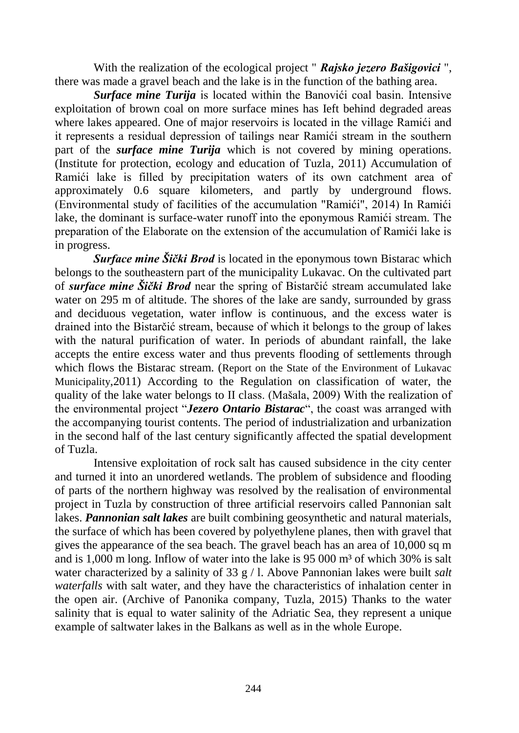With the realization of the ecological project " ***Rajsko jezero Bašigovici*** ", there was made a gravel beach and the lake is in the function of the bathing area.

***Surface mine Turija*** is located within the Banovići coal basin. Intensive exploitation of brown coal on more surface mines has Ieft behind degraded areas where lakes appeared. One of major reservoirs is located in the village Ramići and it represents a residual depression of tailings near Ramići stream in the southern part of the ***surface mine Turija*** which is not covered by mining operations. (Institute for protection, ecology and education of Tuzla, 2011) Accumulation of Ramići lake is filled by precipitation waters of its own catchment area of approximately 0.6 square kilometers, and partly by underground flows. (Environmental study of facilities of the accumulation "Ramići", 2014) In Ramići lake, the dominant is surface-water runoff into the eponymous Ramići stream. The preparation of the Elaborate on the extension of the accumulation of Ramići lake is in progress.

***Surface mine Šički Brod*** is located in the eponymous town Bistarac which belongs to the southeastern part of the municipality Lukavac. On the cultivated part of ***surface mine Šički Brod*** near the spring of Bistarčić stream accumulated lake water on 295 m of altitude. The shores of the lake are sandy, surrounded by grass and deciduous vegetation, water inflow is continuous, and the excess water is drained into the Bistarčić stream, because of which it belongs to the group of lakes with the natural purification of water. In periods of abundant rainfall, the lake accepts the entire excess water and thus prevents flooding of settlements through which flows the Bistarac stream. (Report on the State of the Environment of Lukavac Municipality,2011) According to the Regulation on classification of water, the quality of the lake water belongs to II class. (Mašala, 2009) With the realization of the environmental project "***Jezero Ontario Bistarac***", the coast was arranged with the accompanying tourist contents. The period of industrialization and urbanization in the second half of the last century significantly affected the spatial development of Tuzla.

Intensive exploitation of rock salt has caused subsidence in the city center and turned it into an unordered wetlands. The problem of subsidence and flooding of parts of the northern highway was resolved by the realisation of environmental project in Tuzla by construction of three artificial reservoirs called Pannonian salt lakes. ***Pannonian salt lakes*** are built combining geosynthetic and natural materials, the surface of which has been covered by polyethylene planes, then with gravel that gives the appearance of the sea beach. The gravel beach has an area of 10,000 sq m and is 1,000 m long. Inflow of water into the lake is 95 000 m³ of which 30% is salt water characterized by a salinity of 33 g / l. Above Pannonian lakes were built *salt waterfalls* with salt water, and they have the characteristics of inhalation center in the open air. (Archive of Panonika company, Tuzla, 2015) Thanks to the water salinity that is equal to water salinity of the Adriatic Sea, they represent a unique example of saltwater lakes in the Balkans as well as in the whole Europe.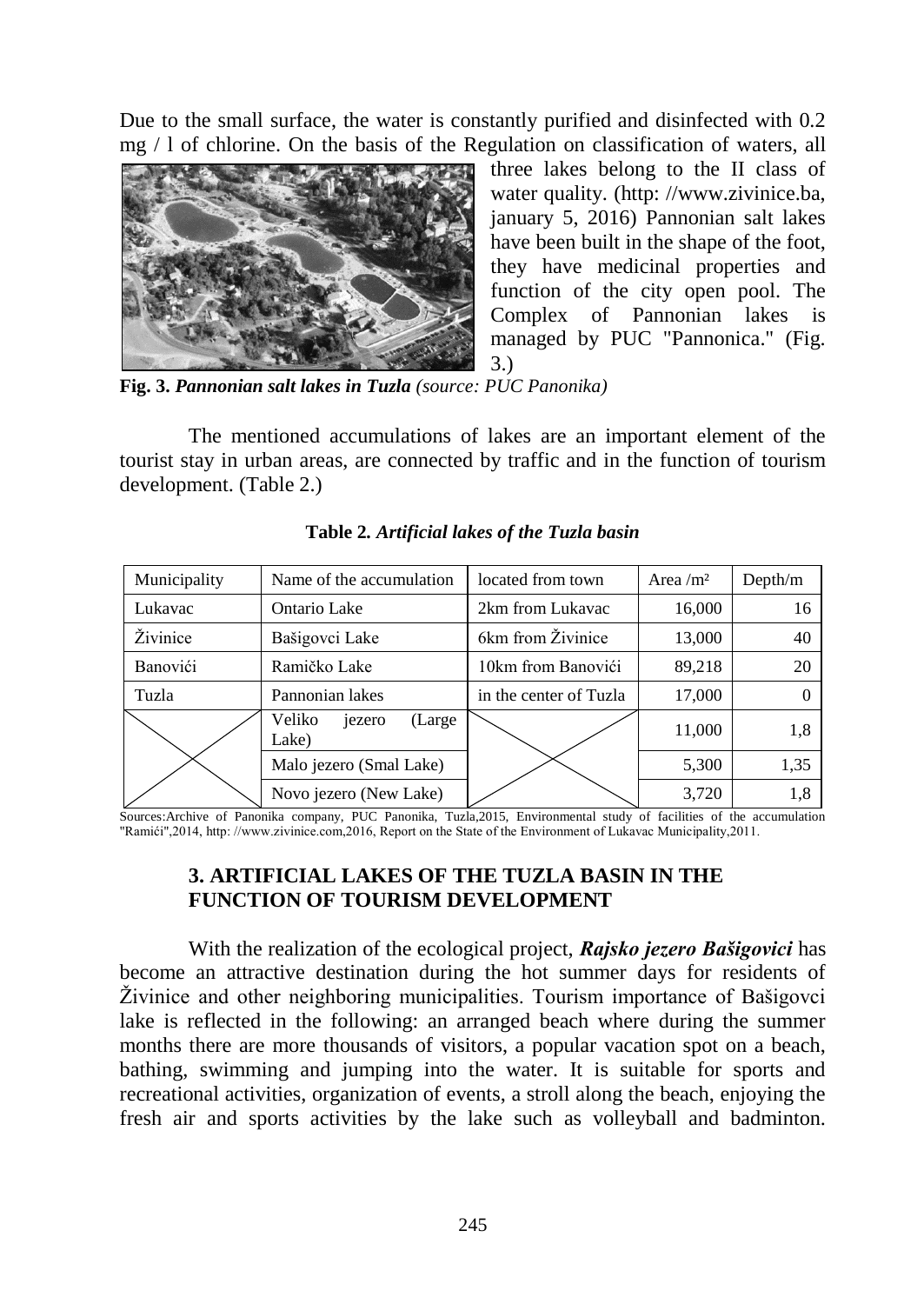Due to the small surface, the water is constantly purified and disinfected with 0.2 mg / l of chlorine. On the basis of the Regulation on classification of waters, all three lakes belong to the II class of water quality. (http: //www.zivinice.ba, january 5, 2016) Pannonian salt lakes have been built in the shape of the foot, they have medicinal properties and function of the city open pool. The Complex of Pannonian lakes is managed by PUC "Pannonica." (Fig. 3.)

**Fig. 3.** ***Pannonian salt lakes in Tuzla*** *(source: PUC Panonika)*

The mentioned accumulations of lakes are an important element of the tourist stay in urban areas, are connected by traffic and in the function of tourism development. (Table 2.)

**Table 2.** ***Artificial lakes of the Tuzla basin***

| Municipality | Name of the accumulation | located from town | Area /m² | Depth/m |
|---|---|---|---|---|
| Lukavac | Ontario Lake | 2km from Lukavac | 16,000 | 16 |
| Živinice | Bašigovci Lake | 6km from Živinice | 13,000 | 40 |
| Banovići | Ramičko Lake | 10km from Banovići | 89,218 | 20 |
| Tuzla | Pannonian lakes | in the center of Tuzla | 17,000 | 0 |
| | Veliko jezero (Large Lake) | | 11,000 | 1,8 |
| | Malo jezero (Smal Lake) | | 5,300 | 1,35 |
| | Novo jezero (New Lake) | | 3,720 | 1,8 |

Sources:Archive of Panonika company, PUC Panonika, Tuzla,2015, Environmental study of facilities of the accumulation "Ramići",2014, http: //www.zivinice.com,2016, Report on the State of the Environment of Lukavac Municipality,2011.

## 3. ARTIFICIAL LAKES OF THE TUZLA BASIN IN THE FUNCTION OF TOURISM DEVELOPMENT

With the realization of the ecological project, ***Rajsko jezero Bašigovici*** has become an attractive destination during the hot summer days for residents of Živinice and other neighboring municipalities. Tourism importance of Bašigovci lake is reflected in the following: an arranged beach where during the summer months there are more thousands of visitors, a popular vacation spot on a beach, bathing, swimming and jumping into the water. It is suitable for sports and recreational activities, organization of events, a stroll along the beach, enjoying the fresh air and sports activities by the lake such as volleyball and badminton.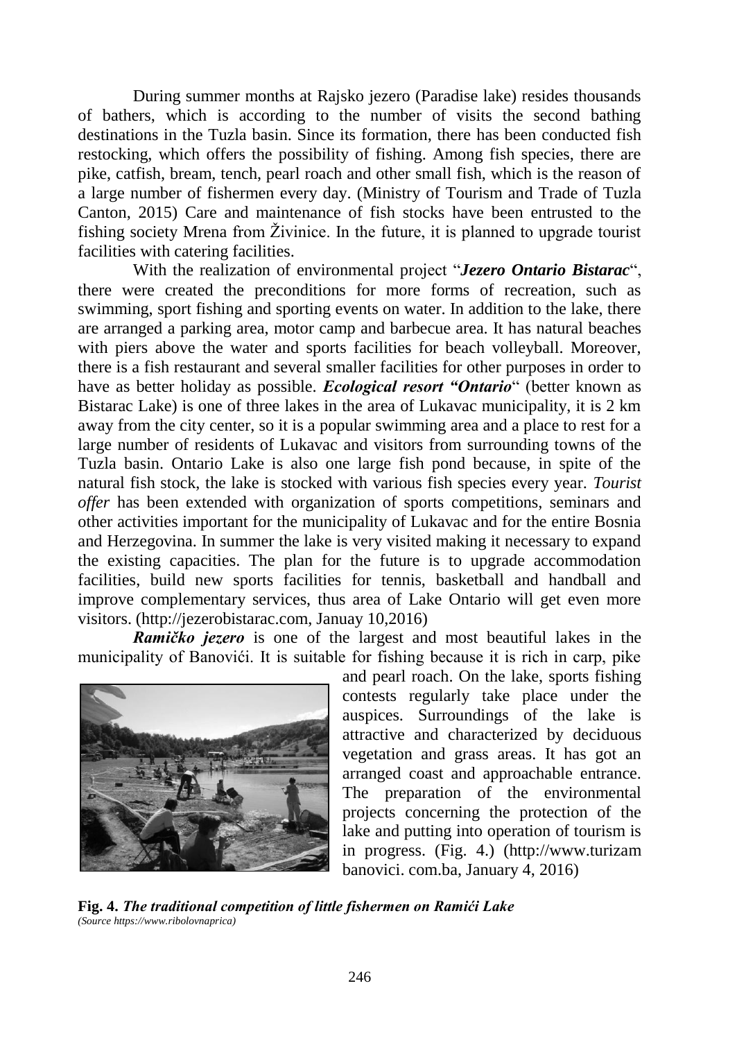During summer months at Rajsko jezero (Paradise lake) resides thousands of bathers, which is according to the number of visits the second bathing destinations in the Tuzla basin. Since its formation, there has been conducted fish restocking, which offers the possibility of fishing. Among fish species, there are pike, catfish, bream, tench, pearl roach and other small fish, which is the reason of a large number of fishermen every day. (Ministry of Tourism and Trade of Tuzla Canton, 2015) Care and maintenance of fish stocks have been entrusted to the fishing society Mrena from Živinice. In the future, it is planned to upgrade tourist facilities with catering facilities.

With the realization of environmental project "***Jezero Ontario Bistarac***", there were created the preconditions for more forms of recreation, such as swimming, sport fishing and sporting events on water. In addition to the lake, there are arranged a parking area, motor camp and barbecue area. It has natural beaches with piers above the water and sports facilities for beach volleyball. Moreover, there is a fish restaurant and several smaller facilities for other purposes in order to have as better holiday as possible. ***Ecological resort "Ontario***" (better known as Bistarac Lake) is one of three lakes in the area of Lukavac municipality, it is 2 km away from the city center, so it is a popular swimming area and a place to rest for a large number of residents of Lukavac and visitors from surrounding towns of the Tuzla basin. Ontario Lake is also one large fish pond because, in spite of the natural fish stock, the lake is stocked with various fish species every year. *Tourist offer* has been extended with organization of sports competitions, seminars and other activities important for the municipality of Lukavac and for the entire Bosnia and Herzegovina. In summer the lake is very visited making it necessary to expand the existing capacities. The plan for the future is to upgrade accommodation facilities, build new sports facilities for tennis, basketball and handball and improve complementary services, thus area of Lake Ontario will get even more visitors. (http://jezerobistarac.com, Januay 10,2016)

***Ramičko jezero*** is one of the largest and most beautiful lakes in the municipality of Banovići. It is suitable for fishing because it is rich in carp, pike and pearl roach. On the lake, sports fishing contests regularly take place under the auspices. Surroundings of the lake is attractive and characterized by deciduous vegetation and grass areas. It has got an arranged coast and approachable entrance. The preparation of the environmental projects concerning the protection of the lake and putting into operation of tourism is in progress. (Fig. 4.) (http://www.turizam banovici. com.ba, January 4, 2016)

**Fig. 4.** ***The traditional competition of little fishermen on Ramići Lake***
*(Source https://www.ribolovnaprica)*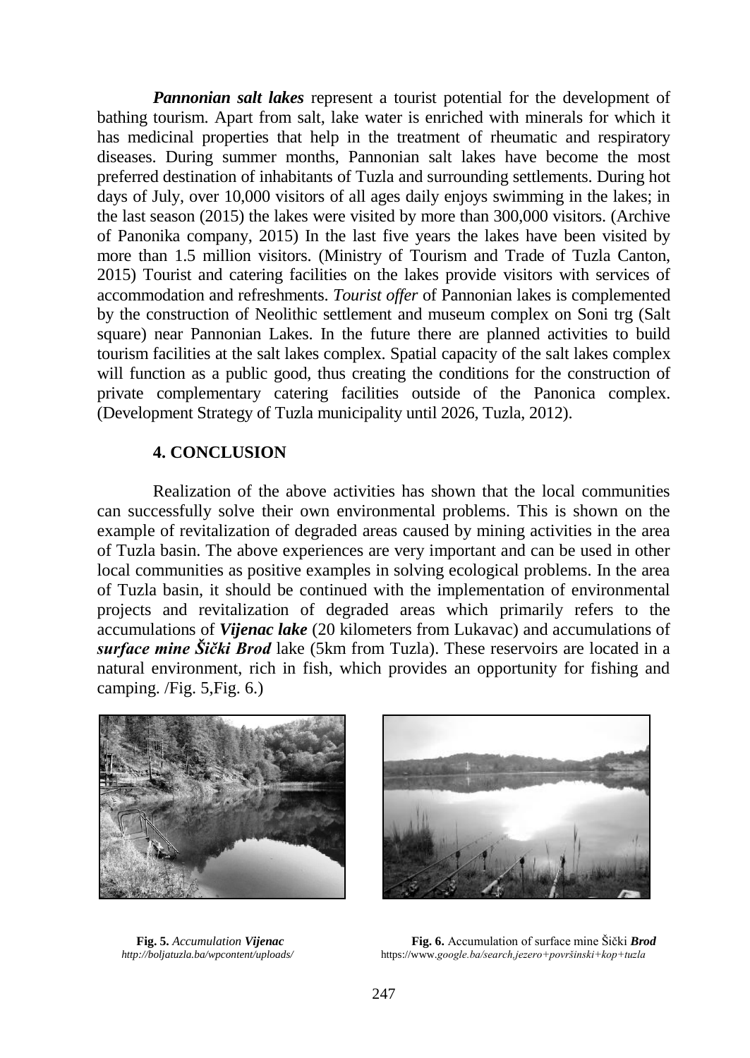***Pannonian salt lakes*** represent a tourist potential for the development of bathing tourism. Apart from salt, lake water is enriched with minerals for which it has medicinal properties that help in the treatment of rheumatic and respiratory diseases. During summer months, Pannonian salt lakes have become the most preferred destination of inhabitants of Tuzla and surrounding settlements. During hot days of July, over 10,000 visitors of all ages daily enjoys swimming in the lakes; in the last season (2015) the lakes were visited by more than 300,000 visitors. (Archive of Panonika company, 2015) In the last five years the lakes have been visited by more than 1.5 million visitors. (Ministry of Tourism and Trade of Tuzla Canton, 2015) Tourist and catering facilities on the lakes provide visitors with services of accommodation and refreshments. *Tourist offer* of Pannonian lakes is complemented by the construction of Neolithic settlement and museum complex on Soni trg (Salt square) near Pannonian Lakes. In the future there are planned activities to build tourism facilities at the salt lakes complex. Spatial capacity of the salt lakes complex will function as a public good, thus creating the conditions for the construction of private complementary catering facilities outside of the Panonica complex. (Development Strategy of Tuzla municipality until 2026, Tuzla, 2012).

## 4. CONCLUSION

Realization of the above activities has shown that the local communities can successfully solve their own environmental problems. This is shown on the example of revitalization of degraded areas caused by mining activities in the area of Tuzla basin. The above experiences are very important and can be used in other local communities as positive examples in solving ecological problems. In the area of Tuzla basin, it should be continued with the implementation of environmental projects and revitalization of degraded areas which primarily refers to the accumulations of ***Vijenac lake*** (20 kilometers from Lukavac) and accumulations of ***surface mine Šički Brod*** lake (5km from Tuzla). These reservoirs are located in a natural environment, rich in fish, which provides an opportunity for fishing and camping. /Fig. 5,Fig. 6.)

**Fig. 5.** *Accumulation* ***Vijenac***
*http://boljatuzla.ba/wpcontent/uploads/*

**Fig. 6.** Accumulation of surface mine Šički ***Brod***
https://www.*google.ba/search,jezero+površinski+kop+tuzla*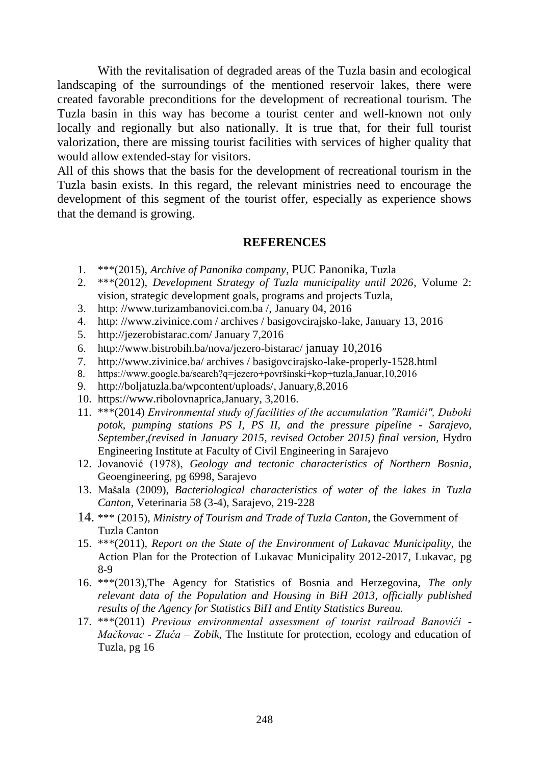With the revitalisation of degraded areas of the Tuzla basin and ecological landscaping of the surroundings of the mentioned reservoir lakes, there were created favorable preconditions for the development of recreational tourism. The Tuzla basin in this way has become a tourist center and well-known not only locally and regionally but also nationally. It is true that, for their full tourist valorization, there are missing tourist facilities with services of higher quality that would allow extended-stay for visitors.

All of this shows that the basis for the development of recreational tourism in the Tuzla basin exists. In this regard, the relevant ministries need to encourage the development of this segment of the tourist offer, especially as experience shows that the demand is growing.

## REFERENCES

1. ***(2015), *Archive of Panonika company*, PUC Panonika, Tuzla
2. ***(2012), *Development Strategy of Tuzla municipality until 2026*, Volume 2: vision, strategic development goals, programs and projects Tuzla,
3. http: //www.turizambanovici.com.ba /, January 04, 2016
4. http: //www.zivinice.com / archives / basigovcirajsko-lake, January 13, 2016
5. http://jezerobistarac.com/ January 7,2016
6. http://www.bistrobih.ba/nova/jezero-bistarac/ januay 10,2016
7. http://www.zivinice.ba/ archives / basigovcirajsko-lake-properly-1528.html
8. https://www.google.ba/search?q=jezero+površinski+kop+tuzla,Januar,10,2016
9. http://boljatuzla.ba/wpcontent/uploads/, January,8,2016
10. https://www.ribolovnaprica,January, 3,2016.
11. ***(2014) *Environmental study of facilities of the accumulation "Ramići", Duboki potok, pumping stations PS I, PS II, and the pressure pipeline - Sarajevo, September,(revised in January 2015, revised October 2015) final version,* Hydro Engineering Institute at Faculty of Civil Engineering in Sarajevo
12. Jovanović (1978), *Geology and tectonic characteristics of Northern Bosnia*, Geoengineering, pg 6998, Sarajevo
13. Mašala (2009), *Bacteriological characteristics of water of the lakes in Tuzla Canton,* Veterinaria 58 (3-4), Sarajevo, 219-228
14. *** (2015), *Ministry of Tourism and Trade of Tuzla Canton*, the Government of Tuzla Canton
15. ***(2011), *Report on the State of the Environment of Lukavac Municipality*, the Action Plan for the Protection of Lukavac Municipality 2012-2017, Lukavac, pg 8-9
16. ***(2013),The Agency for Statistics of Bosnia and Herzegovina, *The only relevant data of the Population and Housing in BiH 2013, officially published results of the Agency for Statistics BiH and Entity Statistics Bureau.*
17. ***(2011) *Previous environmental assessment of tourist railroad Banovići - Mačkovac - Zlaća – Zobik,* The Institute for protection, ecology and education of Tuzla, pg 16